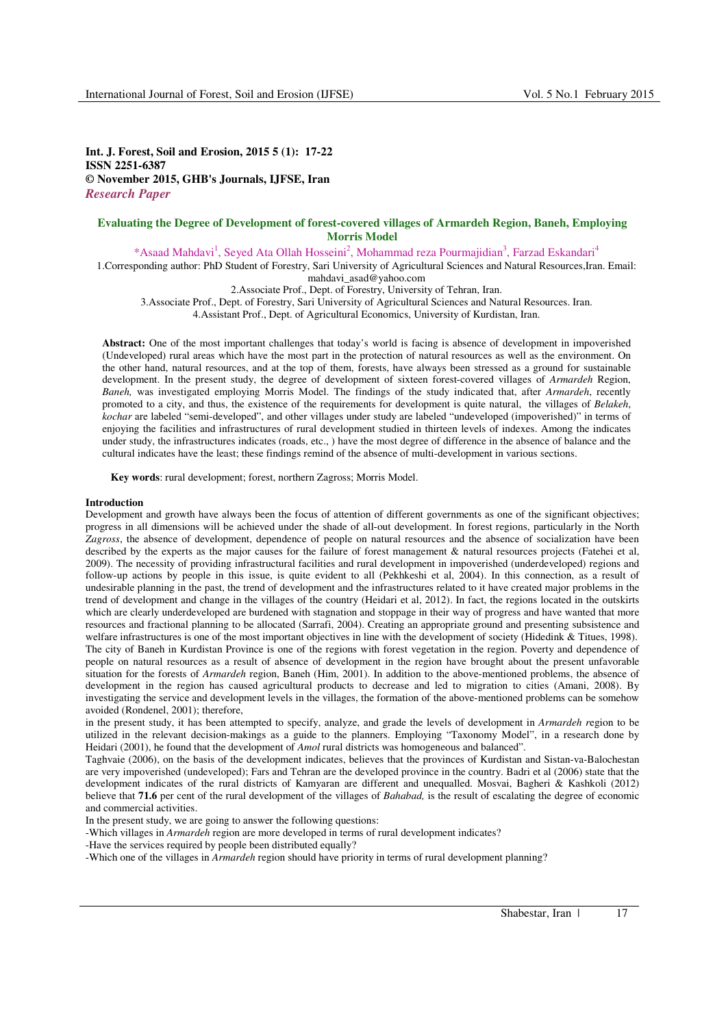**Int. J. Forest, Soil and Erosion, 2015 5 (1): 17-22**
**ISSN 2251-6387**
**© November 2015, GHB's Journals, IJFSE, Iran**
***Research Paper***

# Evaluating the Degree of Development of forest-covered villages of Armardeh Region, Baneh, Employing Morris Model

\*Asaad Mahdavi[1], Seyed Ata Ollah Hosseini[2], Mohammad reza Pourmajidian[3], Farzad Eskandari[4]

1.Corresponding author: PhD Student of Forestry, Sari University of Agricultural Sciences and Natural Resources,Iran. Email: mahdavi_asad@yahoo.com

2.Associate Prof., Dept. of Forestry, University of Tehran, Iran.

3.Associate Prof., Dept. of Forestry, Sari University of Agricultural Sciences and Natural Resources. Iran.

4.Assistant Prof., Dept. of Agricultural Economics, University of Kurdistan, Iran.

**Abstract:** One of the most important challenges that today's world is facing is absence of development in impoverished (Undeveloped) rural areas which have the most part in the protection of natural resources as well as the environment. On the other hand, natural resources, and at the top of them, forests, have always been stressed as a ground for sustainable development. In the present study, the degree of development of sixteen forest-covered villages of *Armardeh* Region, *Baneh,* was investigated employing Morris Model. The findings of the study indicated that, after *Armardeh*, recently promoted to a city, and thus, the existence of the requirements for development is quite natural, the villages of *Belakeh*, *kochar* are labeled "semi-developed", and other villages under study are labeled "undeveloped (impoverished)" in terms of enjoying the facilities and infrastructures of rural development studied in thirteen levels of indexes. Among the indicates under study, the infrastructures indicates (roads, etc., ) have the most degree of difference in the absence of balance and the cultural indicates have the least; these findings remind of the absence of multi-development in various sections.

**Key words**: rural development; forest, northern Zagross; Morris Model.

## Introduction

Development and growth have always been the focus of attention of different governments as one of the significant objectives; progress in all dimensions will be achieved under the shade of all-out development. In forest regions, particularly in the North *Zagross*, the absence of development, dependence of people on natural resources and the absence of socialization have been described by the experts as the major causes for the failure of forest management & natural resources projects (Fatehei et al, 2009). The necessity of providing infrastructural facilities and rural development in impoverished (underdeveloped) regions and follow-up actions by people in this issue, is quite evident to all (Pekhkeshi et al, 2004). In this connection, as a result of undesirable planning in the past, the trend of development and the infrastructures related to it have created major problems in the trend of development and change in the villages of the country (Heidari et al, 2012). In fact, the regions located in the outskirts which are clearly underdeveloped are burdened with stagnation and stoppage in their way of progress and have wanted that more resources and fractional planning to be allocated (Sarrafi, 2004). Creating an appropriate ground and presenting subsistence and welfare infrastructures is one of the most important objectives in line with the development of society (Hidedink & Titues, 1998). The city of Baneh in Kurdistan Province is one of the regions with forest vegetation in the region. Poverty and dependence of people on natural resources as a result of absence of development in the region have brought about the present unfavorable situation for the forests of *Armardeh* region, Baneh (Him, 2001). In addition to the above-mentioned problems, the absence of development in the region has caused agricultural products to decrease and led to migration to cities (Amani, 2008). By investigating the service and development levels in the villages, the formation of the above-mentioned problems can be somehow avoided (Rondenel, 2001); therefore,

in the present study, it has been attempted to specify, analyze, and grade the levels of development in *Armardeh r*egion to be utilized in the relevant decision-makings as a guide to the planners. Employing "Taxonomy Model", in a research done by Heidari (2001), he found that the development of *Amol* rural districts was homogeneous and balanced".

Taghvaie (2006), on the basis of the development indicates, believes that the provinces of Kurdistan and Sistan-va-Balochestan are very impoverished (undeveloped); Fars and Tehran are the developed province in the country. Badri et al (2006) state that the development indicates of the rural districts of Kamyaran are different and unequalled. Mosvai, Bagheri & Kashkoli (2012) believe that **71.6** per cent of the rural development of the villages of *Bahabad,* is the result of escalating the degree of economic and commercial activities.

In the present study, we are going to answer the following questions:

-Which villages in *Armardeh* region are more developed in terms of rural development indicates?

-Have the services required by people been distributed equally?

-Which one of the villages in *Armardeh* region should have priority in terms of rural development planning?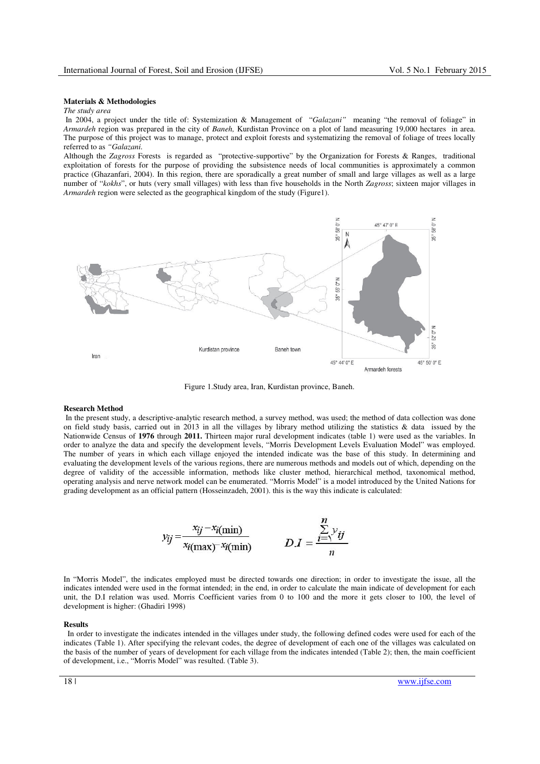**Materials & Methodologies**

*The study area*

In 2004, a project under the title of: Systemization & Management of "*Galazani"* meaning "the removal of foliage" in *Armardeh* region was prepared in the city of *Baneh,* Kurdistan Province on a plot of land measuring 19,000 hectares in area. The purpose of this project was to manage, protect and exploit forests and systematizing the removal of foliage of trees locally referred to as *"Galazani.*

Although the *Zagross* Forests is regarded as "protective-supportive" by the Organization for Forests & Ranges, traditional exploitation of forests for the purpose of providing the subsistence needs of local communities is approximately a common practice (Ghazanfari, 2004). In this region, there are sporadically a great number of small and large villages as well as a large number of "*kokhs*", or huts (very small villages) with less than five households in the North *Zagross*; sixteen major villages in *Armardeh* region were selected as the geographical kingdom of the study (Figure1).

Figure 1.Study area, Iran, Kurdistan province, Baneh.

**Research Method**

In the present study, a descriptive-analytic research method, a survey method, was used; the method of data collection was done on field study basis, carried out in 2013 in all the villages by library method utilizing the statistics & data issued by the Nationwide Census of **1976** through **2011.** Thirteen major rural development indicates (table 1) were used as the variables. In order to analyze the data and specify the development levels, "Morris Development Levels Evaluation Model" was employed. The number of years in which each village enjoyed the intended indicate was the base of this study. In determining and evaluating the development levels of the various regions, there are numerous methods and models out of which, depending on the degree of validity of the accessible information, methods like cluster method, hierarchical method, taxonomical method, operating analysis and nerve network model can be enumerated. "Morris Model" is a model introduced by the United Nations for grading development as an official pattern (Hosseinzadeh, 2001). this is the way this indicate is calculated:

$$y_{ij} = \frac{x_{ij} - x_{i(\min)}}{x_{i(\max)} - x_{i(\min)}} \qquad D.I = \frac{\sum_{i=1}^{n} y_{ij}}{n}$$

In "Morris Model", the indicates employed must be directed towards one direction; in order to investigate the issue, all the indicates intended were used in the format intended; in the end, in order to calculate the main indicate of development for each unit, the D.I relation was used. Morris Coefficient varies from 0 to 100 and the more it gets closer to 100, the level of development is higher: (Ghadiri 1998)

**Results**

In order to investigate the indicates intended in the villages under study, the following defined codes were used for each of the indicates (Table 1). After specifying the relevant codes, the degree of development of each one of the villages was calculated on the basis of the number of years of development for each village from the indicates intended (Table 2); then, the main coefficient of development, i.e., "Morris Model" was resulted. (Table 3).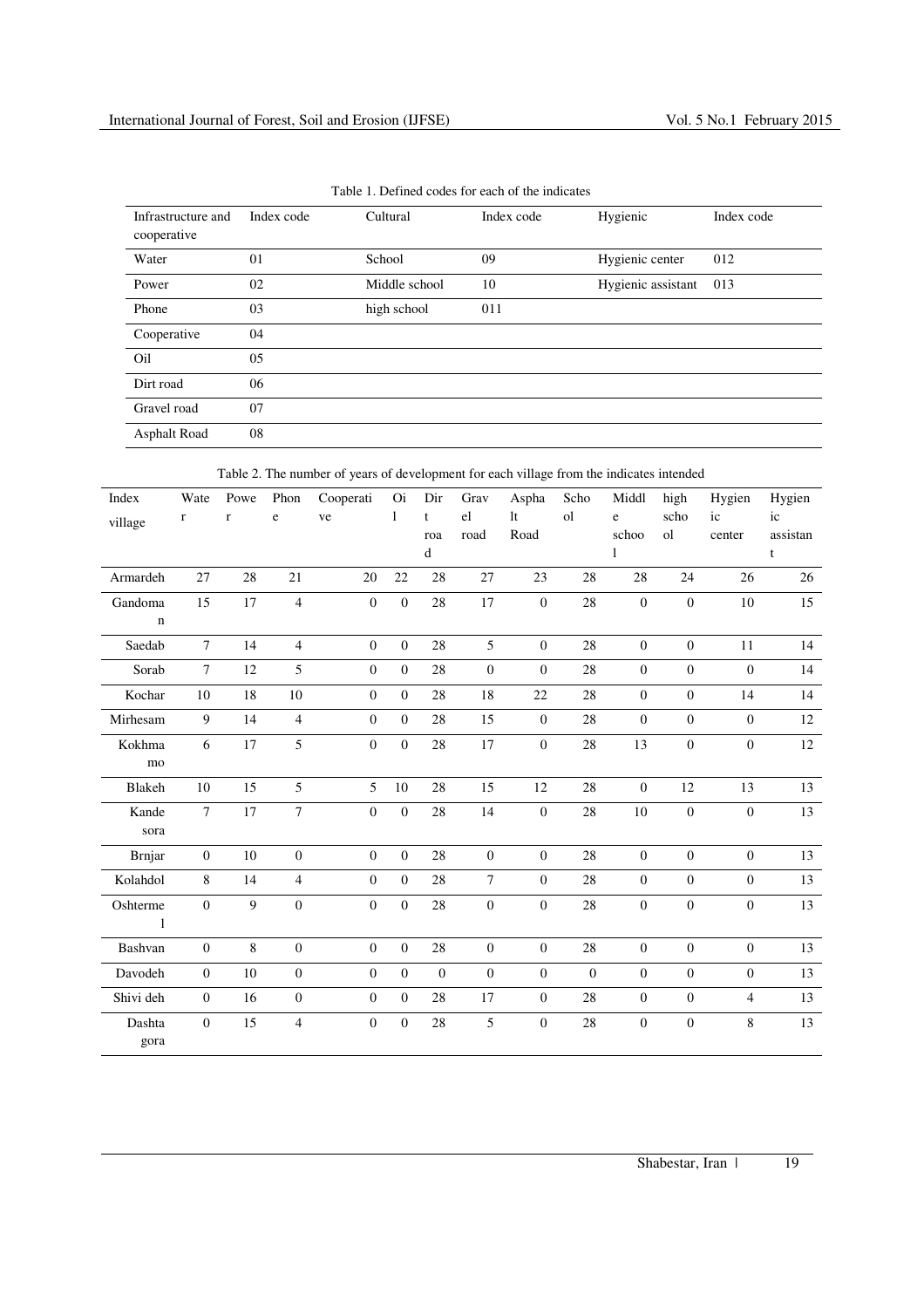Table 1. Defined codes for each of the indicates

| Infrastructure and cooperative | Index code | Cultural | Index code | Hygienic | Index code |
|---|---|---|---|---|---|
| Water | 01 | School | 09 | Hygienic center | 012 |
| Power | 02 | Middle school | 10 | Hygienic assistant | 013 |
| Phone | 03 | high school | 011 | | |
| Cooperative | 04 | | | | |
| Oil | 05 | | | | |
| Dirt road | 06 | | | | |
| Gravel road | 07 | | | | |
| Asphalt Road | 08 | | | | |

Table 2. The number of years of development for each village from the indicates intended

| Index village | Water | Power | Phone | Cooperative | Oil | Dirt road | Gravel road | Asphalt Road | School | Middle school | high school | Hygienic center | Hygienic assistant |
|---|---|---|---|---|---|---|---|---|---|---|---|---|---|
| Armardeh | 27 | 28 | 21 | 20 | 22 | 28 | 27 | 23 | 28 | 28 | 24 | 26 | 26 |
| Gandoman | 15 | 17 | 4 | 0 | 0 | 28 | 17 | 0 | 28 | 0 | 0 | 10 | 15 |
| Saedab | 7 | 14 | 4 | 0 | 0 | 28 | 5 | 0 | 28 | 0 | 0 | 11 | 14 |
| Sorab | 7 | 12 | 5 | 0 | 0 | 28 | 0 | 0 | 28 | 0 | 0 | 0 | 14 |
| Kochar | 10 | 18 | 10 | 0 | 0 | 28 | 18 | 22 | 28 | 0 | 0 | 14 | 14 |
| Mirhesam | 9 | 14 | 4 | 0 | 0 | 28 | 15 | 0 | 28 | 0 | 0 | 0 | 12 |
| Kokhmamo | 6 | 17 | 5 | 0 | 0 | 28 | 17 | 0 | 28 | 13 | 0 | 0 | 12 |
| Blakeh | 10 | 15 | 5 | 5 | 10 | 28 | 15 | 12 | 28 | 0 | 12 | 13 | 13 |
| Kande sora | 7 | 17 | 7 | 0 | 0 | 28 | 14 | 0 | 28 | 10 | 0 | 0 | 13 |
| Brnjar | 0 | 10 | 0 | 0 | 0 | 28 | 0 | 0 | 28 | 0 | 0 | 0 | 13 |
| Kolahdol | 8 | 14 | 4 | 0 | 0 | 28 | 7 | 0 | 28 | 0 | 0 | 0 | 13 |
| Oshtermel | 0 | 9 | 0 | 0 | 0 | 28 | 0 | 0 | 28 | 0 | 0 | 0 | 13 |
| Bashvan | 0 | 8 | 0 | 0 | 0 | 28 | 0 | 0 | 28 | 0 | 0 | 0 | 13 |
| Davodeh | 0 | 10 | 0 | 0 | 0 | 0 | 0 | 0 | 0 | 0 | 0 | 0 | 13 |
| Shivi deh | 0 | 16 | 0 | 0 | 0 | 28 | 17 | 0 | 28 | 0 | 0 | 4 | 13 |
| Dashta gora | 0 | 15 | 4 | 0 | 0 | 28 | 5 | 0 | 28 | 0 | 0 | 8 | 13 |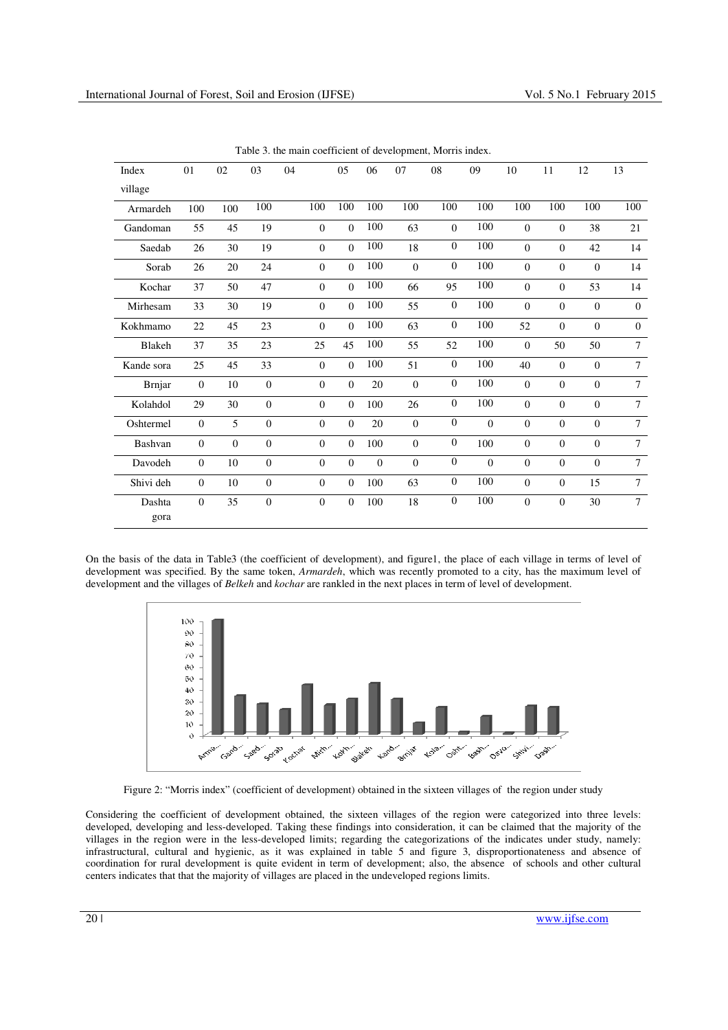Table 3. the main coefficient of development, Morris index.

| Index / village | 01 | 02 | 03 | 04 | 05 | 06 | 07 | 08 | 09 | 10 | 11 | 12 | 13 |
|---|---|---|---|---|---|---|---|---|---|---|---|---|---|
| Armardeh | 100 | 100 | 100 | 100 | 100 | 100 | 100 | 100 | 100 | 100 | 100 | 100 | 100 |
| Gandoman | 55 | 45 | 19 | 0 | 0 | 100 | 63 | 0 | 100 | 0 | 0 | 38 | 21 |
| Saedab | 26 | 30 | 19 | 0 | 0 | 100 | 18 | 0 | 100 | 0 | 0 | 42 | 14 |
| Sorab | 26 | 20 | 24 | 0 | 0 | 100 | 0 | 0 | 100 | 0 | 0 | 0 | 14 |
| Kochar | 37 | 50 | 47 | 0 | 0 | 100 | 66 | 95 | 100 | 0 | 0 | 53 | 14 |
| Mirhesam | 33 | 30 | 19 | 0 | 0 | 100 | 55 | 0 | 100 | 0 | 0 | 0 | 0 |
| Kokhmamo | 22 | 45 | 23 | 0 | 0 | 100 | 63 | 0 | 100 | 52 | 0 | 0 | 0 |
| Blakeh | 37 | 35 | 23 | 25 | 45 | 100 | 55 | 52 | 100 | 0 | 50 | 50 | 7 |
| Kande sora | 25 | 45 | 33 | 0 | 0 | 100 | 51 | 0 | 100 | 40 | 0 | 0 | 7 |
| Brnjar | 0 | 10 | 0 | 0 | 0 | 20 | 0 | 0 | 100 | 0 | 0 | 0 | 7 |
| Kolahdol | 29 | 30 | 0 | 0 | 0 | 100 | 26 | 0 | 100 | 0 | 0 | 0 | 7 |
| Oshtermel | 0 | 5 | 0 | 0 | 0 | 20 | 0 | 0 | 0 | 0 | 0 | 0 | 7 |
| Bashvan | 0 | 0 | 0 | 0 | 0 | 100 | 0 | 0 | 100 | 0 | 0 | 0 | 7 |
| Davodeh | 0 | 10 | 0 | 0 | 0 | 0 | 0 | 0 | 0 | 0 | 0 | 0 | 7 |
| Shivi deh | 0 | 10 | 0 | 0 | 0 | 100 | 63 | 0 | 100 | 0 | 0 | 15 | 7 |
| Dashta gora | 0 | 35 | 0 | 0 | 0 | 100 | 18 | 0 | 100 | 0 | 0 | 30 | 7 |

On the basis of the data in Table3 (the coefficient of development), and figure1, the place of each village in terms of level of development was specified. By the same token, *Armardeh*, which was recently promoted to a city, has the maximum level of development and the villages of *Belkeh* and *kochar* are rankled in the next places in term of level of development.

Figure 2: "Morris index" (coefficient of development) obtained in the sixteen villages of the region under study

Considering the coefficient of development obtained, the sixteen villages of the region were categorized into three levels: developed, developing and less-developed. Taking these findings into consideration, it can be claimed that the majority of the villages in the region were in the less-developed limits; regarding the categorizations of the indicates under study, namely: infrastructural, cultural and hygienic, as it was explained in table 5 and figure 3, disproportionateness and absence of coordination for rural development is quite evident in term of development; also, the absence of schools and other cultural centers indicates that that the majority of villages are placed in the undeveloped regions limits.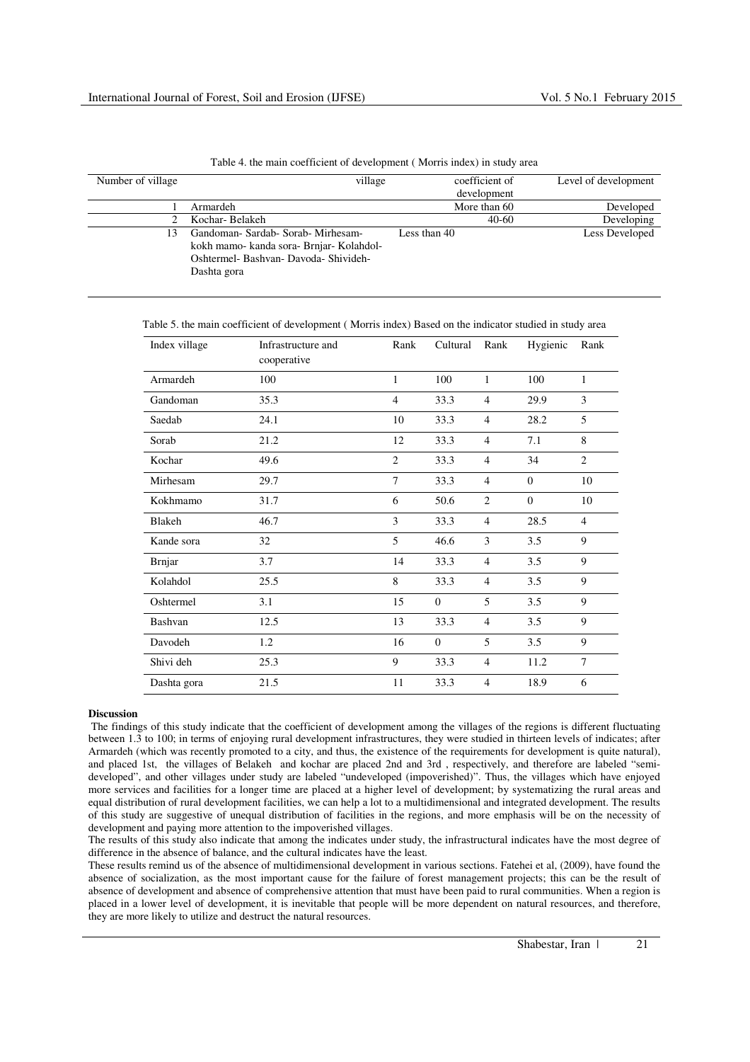Table 4. the main coefficient of development ( Morris index) in study area

| Number of village | village | coefficient of development | Level of development |
|---|---|---|---|
| 1 | Armardeh | More than 60 | Developed |
| 2 | Kochar- Belakeh | 40-60 | Developing |
| 13 | Gandoman- Sardab- Sorab- Mirhesam- kokh mamo- kanda sora- Brnjar- Kolahdol- Oshtermel- Bashvan- Davoda- Shivideh- Dashta gora | Less than 40 | Less Developed |

Table 5. the main coefficient of development ( Morris index) Based on the indicator studied in study area

| Index village | Infrastructure and cooperative | Rank | Cultural | Rank | Hygienic | Rank |
|---|---|---|---|---|---|---|
| Armardeh | 100 | 1 | 100 | 1 | 100 | 1 |
| Gandoman | 35.3 | 4 | 33.3 | 4 | 29.9 | 3 |
| Saedab | 24.1 | 10 | 33.3 | 4 | 28.2 | 5 |
| Sorab | 21.2 | 12 | 33.3 | 4 | 7.1 | 8 |
| Kochar | 49.6 | 2 | 33.3 | 4 | 34 | 2 |
| Mirhesam | 29.7 | 7 | 33.3 | 4 | 0 | 10 |
| Kokhmamo | 31.7 | 6 | 50.6 | 2 | 0 | 10 |
| Blakeh | 46.7 | 3 | 33.3 | 4 | 28.5 | 4 |
| Kande sora | 32 | 5 | 46.6 | 3 | 3.5 | 9 |
| Brnjar | 3.7 | 14 | 33.3 | 4 | 3.5 | 9 |
| Kolahdol | 25.5 | 8 | 33.3 | 4 | 3.5 | 9 |
| Oshtermel | 3.1 | 15 | 0 | 5 | 3.5 | 9 |
| Bashvan | 12.5 | 13 | 33.3 | 4 | 3.5 | 9 |
| Davodeh | 1.2 | 16 | 0 | 5 | 3.5 | 9 |
| Shivi deh | 25.3 | 9 | 33.3 | 4 | 11.2 | 7 |
| Dashta gora | 21.5 | 11 | 33.3 | 4 | 18.9 | 6 |

**Discussion**

The findings of this study indicate that the coefficient of development among the villages of the regions is different fluctuating between 1.3 to 100; in terms of enjoying rural development infrastructures, they were studied in thirteen levels of indicates; after Armardeh (which was recently promoted to a city, and thus, the existence of the requirements for development is quite natural), and placed 1st, the villages of Belakeh and kochar are placed 2nd and 3rd , respectively, and therefore are labeled "semi-developed", and other villages under study are labeled "undeveloped (impoverished)". Thus, the villages which have enjoyed more services and facilities for a longer time are placed at a higher level of development; by systematizing the rural areas and equal distribution of rural development facilities, we can help a lot to a multidimensional and integrated development. The results of this study are suggestive of unequal distribution of facilities in the regions, and more emphasis will be on the necessity of development and paying more attention to the impoverished villages.

The results of this study also indicate that among the indicates under study, the infrastructural indicates have the most degree of difference in the absence of balance, and the cultural indicates have the least.

These results remind us of the absence of multidimensional development in various sections. Fatehei et al, (2009), have found the absence of socialization, as the most important cause for the failure of forest management projects; this can be the result of absence of development and absence of comprehensive attention that must have been paid to rural communities. When a region is placed in a lower level of development, it is inevitable that people will be more dependent on natural resources, and therefore, they are more likely to utilize and destruct the natural resources.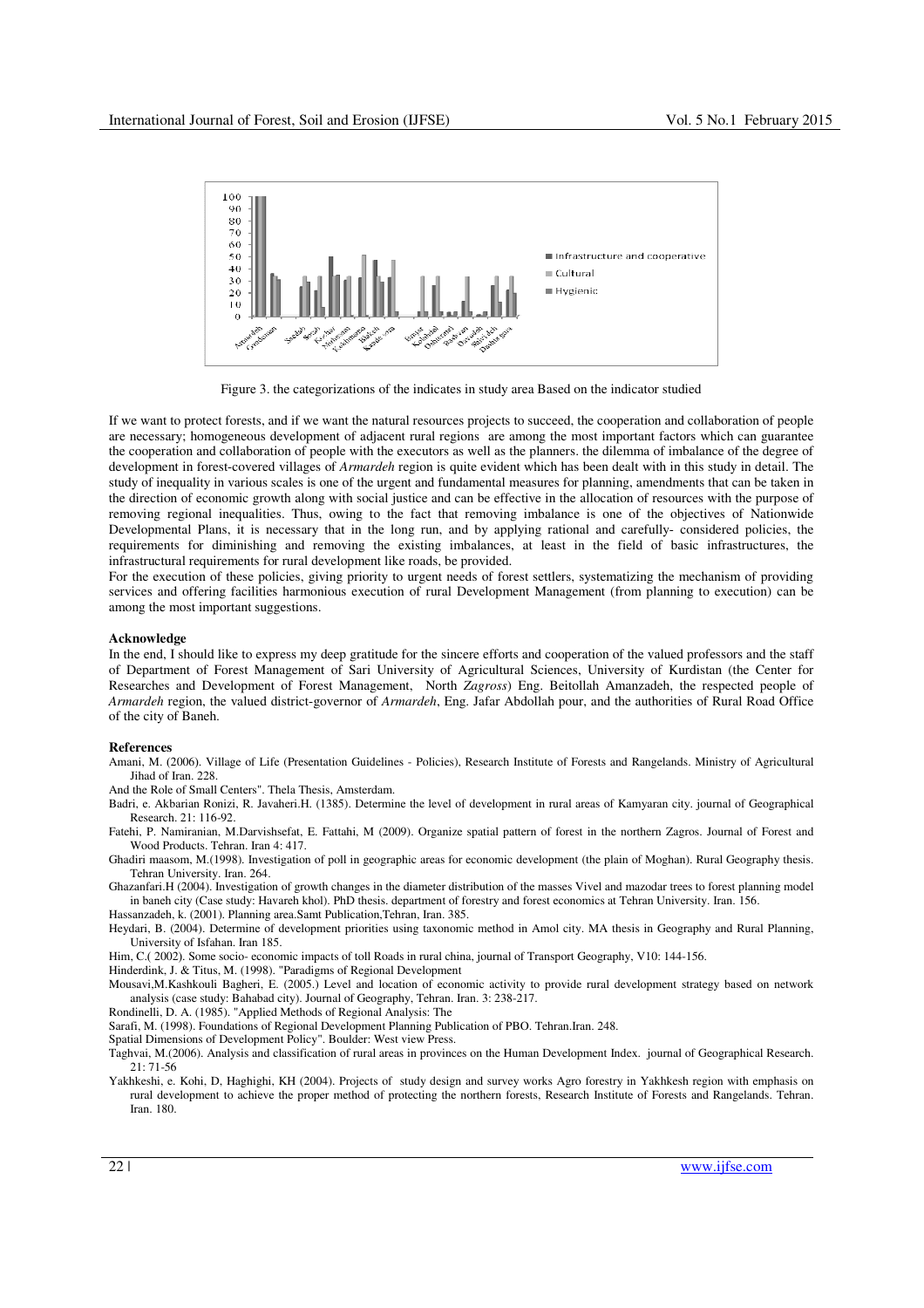100
90
80
70
60
50
40
30
20
10
0

Infrastructure and cooperative
Cultural
Hygienic

Armardeh
Gendoman
Saddeh
Sorah
Kovlar
Nahchen
Kashmam
Bibheh
Kanda
Emrat
Kolahdar
Dahangen
Radvan
Chavaneh
Shivineh
Dashteh

Figure 3. the categorizations of the indicates in study area Based on the indicator studied

If we want to protect forests, and if we want the natural resources projects to succeed, the cooperation and collaboration of people are necessary; homogeneous development of adjacent rural regions are among the most important factors which can guarantee the cooperation and collaboration of people with the executors as well as the planners. the dilemma of imbalance of the degree of development in forest-covered villages of *Armardeh* region is quite evident which has been dealt with in this study in detail. The study of inequality in various scales is one of the urgent and fundamental measures for planning, amendments that can be taken in the direction of economic growth along with social justice and can be effective in the allocation of resources with the purpose of removing regional inequalities. Thus, owing to the fact that removing imbalance is one of the objectives of Nationwide Developmental Plans, it is necessary that in the long run, and by applying rational and carefully- considered policies, the requirements for diminishing and removing the existing imbalances, at least in the field of basic infrastructures, the infrastructural requirements for rural development like roads, be provided.

For the execution of these policies, giving priority to urgent needs of forest settlers, systematizing the mechanism of providing services and offering facilities harmonious execution of rural Development Management (from planning to execution) can be among the most important suggestions.

## Acknowledge

In the end, I should like to express my deep gratitude for the sincere efforts and cooperation of the valued professors and the staff of Department of Forest Management of Sari University of Agricultural Sciences, University of Kurdistan (the Center for Researches and Development of Forest Management, North *Zagross*) Eng. Beitollah Amanzadeh, the respected people of *Armardeh* region, the valued district-governor of *Armardeh*, Eng. Jafar Abdollah pour, and the authorities of Rural Road Office of the city of Baneh.

## References

Amani, M. (2006). Village of Life (Presentation Guidelines - Policies), Research Institute of Forests and Rangelands. Ministry of Agricultural Jihad of Iran. 228.

And the Role of Small Centers". Thela Thesis, Amsterdam.

Badri, e. Akbarian Ronizi, R. Javaheri.H. (1385). Determine the level of development in rural areas of Kamyaran city. journal of Geographical Research. 21: 116-92.

Fatehi, P. Namiranian, M.Darvishsefat, E. Fattahi, M (2009). Organize spatial pattern of forest in the northern Zagros. Journal of Forest and Wood Products. Tehran. Iran 4: 417.

Ghadiri maasom, M.(1998). Investigation of poll in geographic areas for economic development (the plain of Moghan). Rural Geography thesis. Tehran University. Iran. 264.

Ghazanfari.H (2004). Investigation of growth changes in the diameter distribution of the masses Vivel and mazodar trees to forest planning model in baneh city (Case study: Havareh khol). PhD thesis. department of forestry and forest economics at Tehran University. Iran. 156.

Hassanzadeh, k. (2001). Planning area.Samt Publication,Tehran, Iran. 385.

Heydari, B. (2004). Determine of development priorities using taxonomic method in Amol city. MA thesis in Geography and Rural Planning, University of Isfahan. Iran 185.

Him, C.( 2002). Some socio- economic impacts of toll Roads in rural china, journal of Transport Geography, V10: 144-156.

Hinderdink, J. & Titus, M. (1998). "Paradigms of Regional Development

Mousavi,M.Kashkouli Bagheri, E. (2005.) Level and location of economic activity to provide rural development strategy based on network analysis (case study: Bahabad city). Journal of Geography, Tehran. Iran. 3: 238-217.

Rondinelli, D. A. (1985). "Applied Methods of Regional Analysis: The

Sarafi, M. (1998). Foundations of Regional Development Planning Publication of PBO. Tehran.Iran. 248.

Spatial Dimensions of Development Policy". Boulder: West view Press.

Taghvai, M.(2006). Analysis and classification of rural areas in provinces on the Human Development Index. journal of Geographical Research. 21: 71-56

Yakhkeshi, e. Kohi, D, Haghighi, KH (2004). Projects of study design and survey works Agro forestry in Yakhkesh region with emphasis on rural development to achieve the proper method of protecting the northern forests, Research Institute of Forests and Rangelands. Tehran. Iran. 180.